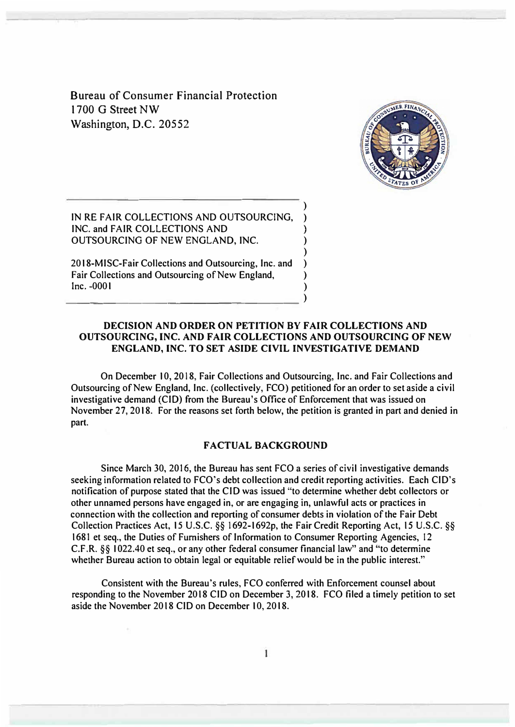Bureau of Consumer Financial Protection
1700 G Street NW
Washington, D.C. 20552

IN RE FAIR COLLECTIONS AND OUTSOURCING, INC. and FAIR COLLECTIONS AND OUTSOURCING OF NEW ENGLAND, INC.

2018-MISC-Fair Collections and Outsourcing, Inc. and Fair Collections and Outsourcing of New England, Inc. -0001

## DECISION AND ORDER ON PETITION BY FAIR COLLECTIONS AND OUTSOURCING, INC. AND FAIR COLLECTIONS AND OUTSOURCING OF NEW ENGLAND, INC. TO SET ASIDE CIVIL INVESTIGATIVE DEMAND

On December 10, 2018, Fair Collections and Outsourcing, Inc. and Fair Collections and Outsourcing of New England, Inc. (collectively, FCO) petitioned for an order to set aside a civil investigative demand (CID) from the Bureau's Office of Enforcement that was issued on November 27, 2018. For the reasons set forth below, the petition is granted in part and denied in part.

### FACTUAL BACKGROUND

Since March 30, 2016, the Bureau has sent FCO a series of civil investigative demands seeking information related to FCO's debt collection and credit reporting activities. Each CID's notification of purpose stated that the CID was issued "to determine whether debt collectors or other unnamed persons have engaged in, or are engaging in, unlawful acts or practices in connection with the collection and reporting of consumer debts in violation of the Fair Debt Collection Practices Act, 15 U.S.C. §§ 1692-1692p, the Fair Credit Reporting Act, 15 U.S.C. §§ 1681 et seq., the Duties of Furnishers of Information to Consumer Reporting Agencies, 12 C.F.R. §§ 1022.40 et seq., or any other federal consumer financial law" and "to determine whether Bureau action to obtain legal or equitable relief would be in the public interest."

Consistent with the Bureau's rules, FCO conferred with Enforcement counsel about responding to the November 2018 CID on December 3, 2018. FCO filed a timely petition to set aside the November 2018 CID on December 10, 2018.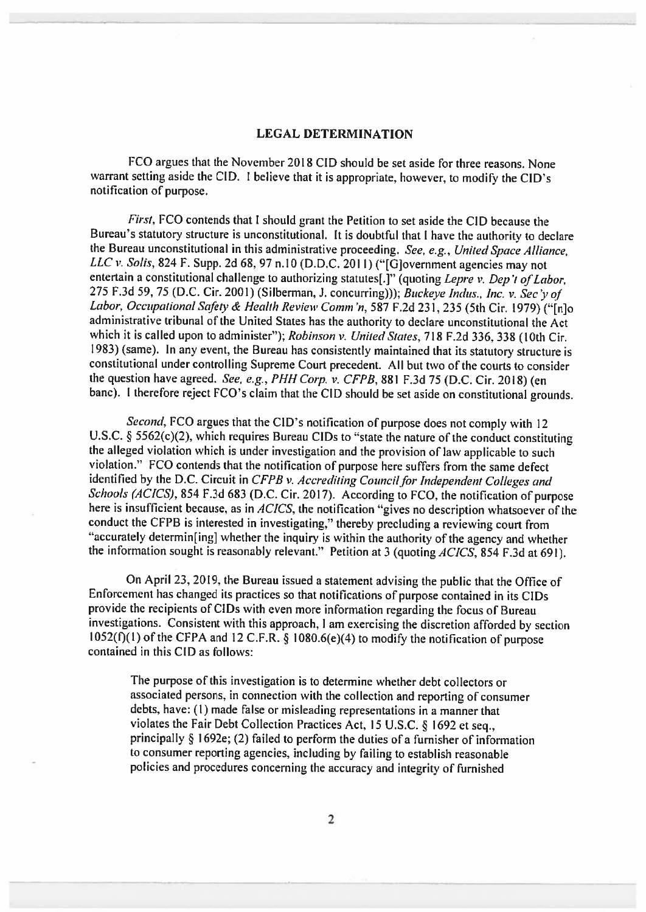## LEGAL DETERMINATION

FCO argues that the November 2018 CID should be set aside for three reasons. None warrant setting aside the CID. I believe that it is appropriate, however, to modify the CID's notification of purpose.

*First*, FCO contends that I should grant the Petition to set aside the CID because the Bureau's statutory structure is unconstitutional. It is doubtful that I have the authority to declare the Bureau unconstitutional in this administrative proceeding. *See, e.g.*, *United Space Alliance, LLC v. Solis*, 824 F. Supp. 2d 68, 97 n.10 (D.D.C. 2011) ("[G]overnment agencies may not entertain a constitutional challenge to authorizing statutes[.]" (quoting *Lepre v. Dep't of Labor*, 275 F.3d 59, 75 (D.C. Cir. 2001) (Silberman, J. concurring))); *Buckeye Indus., Inc. v. Sec'y of Labor, Occupational Safety & Health Review Comm'n*, 587 F.2d 231, 235 (5th Cir. 1979) ("[n]o administrative tribunal of the United States has the authority to declare unconstitutional the Act which it is called upon to administer"); *Robinson v. United States*, 718 F.2d 336, 338 (10th Cir. 1983) (same). In any event, the Bureau has consistently maintained that its statutory structure is constitutional under controlling Supreme Court precedent. All but two of the courts to consider the question have agreed. *See, e.g.*, *PHH Corp. v. CFPB*, 881 F.3d 75 (D.C. Cir. 2018) (en banc). I therefore reject FCO's claim that the CID should be set aside on constitutional grounds.

*Second*, FCO argues that the CID's notification of purpose does not comply with 12 U.S.C. § 5562(c)(2), which requires Bureau CIDs to "state the nature of the conduct constituting the alleged violation which is under investigation and the provision of law applicable to such violation." FCO contends that the notification of purpose here suffers from the same defect identified by the D.C. Circuit in *CFPB v. Accrediting Council for Independent Colleges and Schools (ACICS)*, 854 F.3d 683 (D.C. Cir. 2017). According to FCO, the notification of purpose here is insufficient because, as in *ACICS*, the notification "gives no description whatsoever of the conduct the CFPB is interested in investigating," thereby precluding a reviewing court from "accurately determin[ing] whether the inquiry is within the authority of the agency and whether the information sought is reasonably relevant." Petition at 3 (quoting *ACICS*, 854 F.3d at 691).

On April 23, 2019, the Bureau issued a statement advising the public that the Office of Enforcement has changed its practices so that notifications of purpose contained in its CIDs provide the recipients of CIDs with even more information regarding the focus of Bureau investigations. Consistent with this approach, I am exercising the discretion afforded by section 1052(f)(1) of the CFPA and 12 C.F.R. § 1080.6(e)(4) to modify the notification of purpose contained in this CID as follows:

> The purpose of this investigation is to determine whether debt collectors or associated persons, in connection with the collection and reporting of consumer debts, have: (1) made false or misleading representations in a manner that violates the Fair Debt Collection Practices Act, 15 U.S.C. § 1692 et seq., principally § 1692e; (2) failed to perform the duties of a furnisher of information to consumer reporting agencies, including by failing to establish reasonable policies and procedures concerning the accuracy and integrity of furnished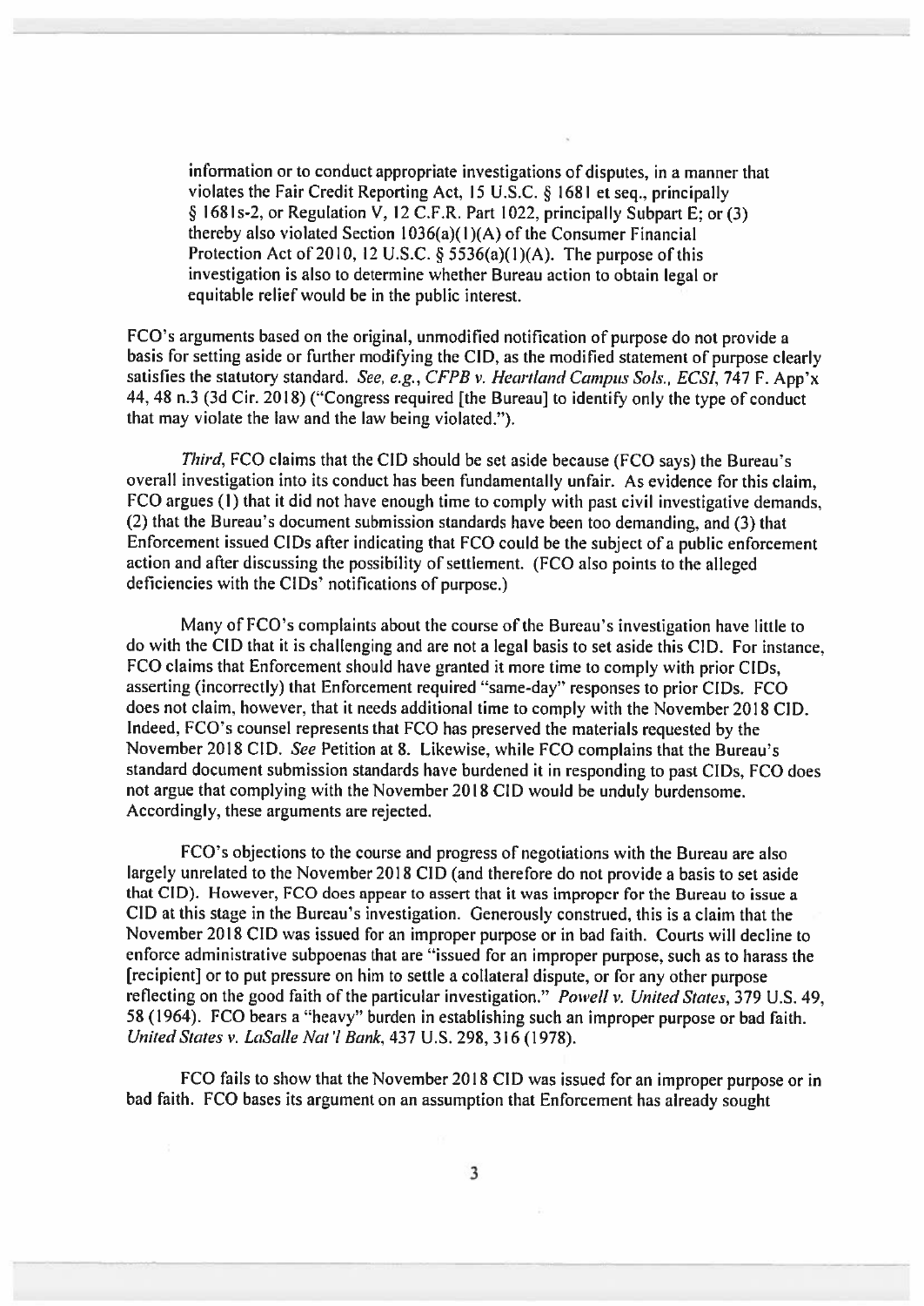> information or to conduct appropriate investigations of disputes, in a manner that violates the Fair Credit Reporting Act, 15 U.S.C. § 1681 et seq., principally § 1681s-2, or Regulation V, 12 C.F.R. Part 1022, principally Subpart E; or (3) thereby also violated Section 1036(a)(1)(A) of the Consumer Financial Protection Act of 2010, 12 U.S.C. § 5536(a)(1)(A). The purpose of this investigation is also to determine whether Bureau action to obtain legal or equitable relief would be in the public interest.

FCO's arguments based on the original, unmodified notification of purpose do not provide a basis for setting aside or further modifying the CID, as the modified statement of purpose clearly satisfies the statutory standard. *See, e.g., CFPB v. Heartland Campus Sols., ECSI*, 747 F. App'x 44, 48 n.3 (3d Cir. 2018) ("Congress required [the Bureau] to identify only the type of conduct that may violate the law and the law being violated.").

*Third*, FCO claims that the CID should be set aside because (FCO says) the Bureau's overall investigation into its conduct has been fundamentally unfair. As evidence for this claim, FCO argues (1) that it did not have enough time to comply with past civil investigative demands, (2) that the Bureau's document submission standards have been too demanding, and (3) that Enforcement issued CIDs after indicating that FCO could be the subject of a public enforcement action and after discussing the possibility of settlement. (FCO also points to the alleged deficiencies with the CIDs' notifications of purpose.)

Many of FCO's complaints about the course of the Bureau's investigation have little to do with the CID that it is challenging and are not a legal basis to set aside this CID. For instance, FCO claims that Enforcement should have granted it more time to comply with prior CIDs, asserting (incorrectly) that Enforcement required "same-day" responses to prior CIDs. FCO does not claim, however, that it needs additional time to comply with the November 2018 CID. Indeed, FCO's counsel represents that FCO has preserved the materials requested by the November 2018 CID. *See* Petition at 8. Likewise, while FCO complains that the Bureau's standard document submission standards have burdened it in responding to past CIDs, FCO does not argue that complying with the November 2018 CID would be unduly burdensome. Accordingly, these arguments are rejected.

FCO's objections to the course and progress of negotiations with the Bureau are also largely unrelated to the November 2018 CID (and therefore do not provide a basis to set aside that CID). However, FCO does appear to assert that it was improper for the Bureau to issue a CID at this stage in the Bureau's investigation. Generously construed, this is a claim that the November 2018 CID was issued for an improper purpose or in bad faith. Courts will decline to enforce administrative subpoenas that are "issued for an improper purpose, such as to harass the [recipient] or to put pressure on him to settle a collateral dispute, or for any other purpose reflecting on the good faith of the particular investigation." *Powell v. United States*, 379 U.S. 49, 58 (1964). FCO bears a "heavy" burden in establishing such an improper purpose or bad faith. *United States v. LaSalle Nat'l Bank*, 437 U.S. 298, 316 (1978).

FCO fails to show that the November 2018 CID was issued for an improper purpose or in bad faith. FCO bases its argument on an assumption that Enforcement has already sought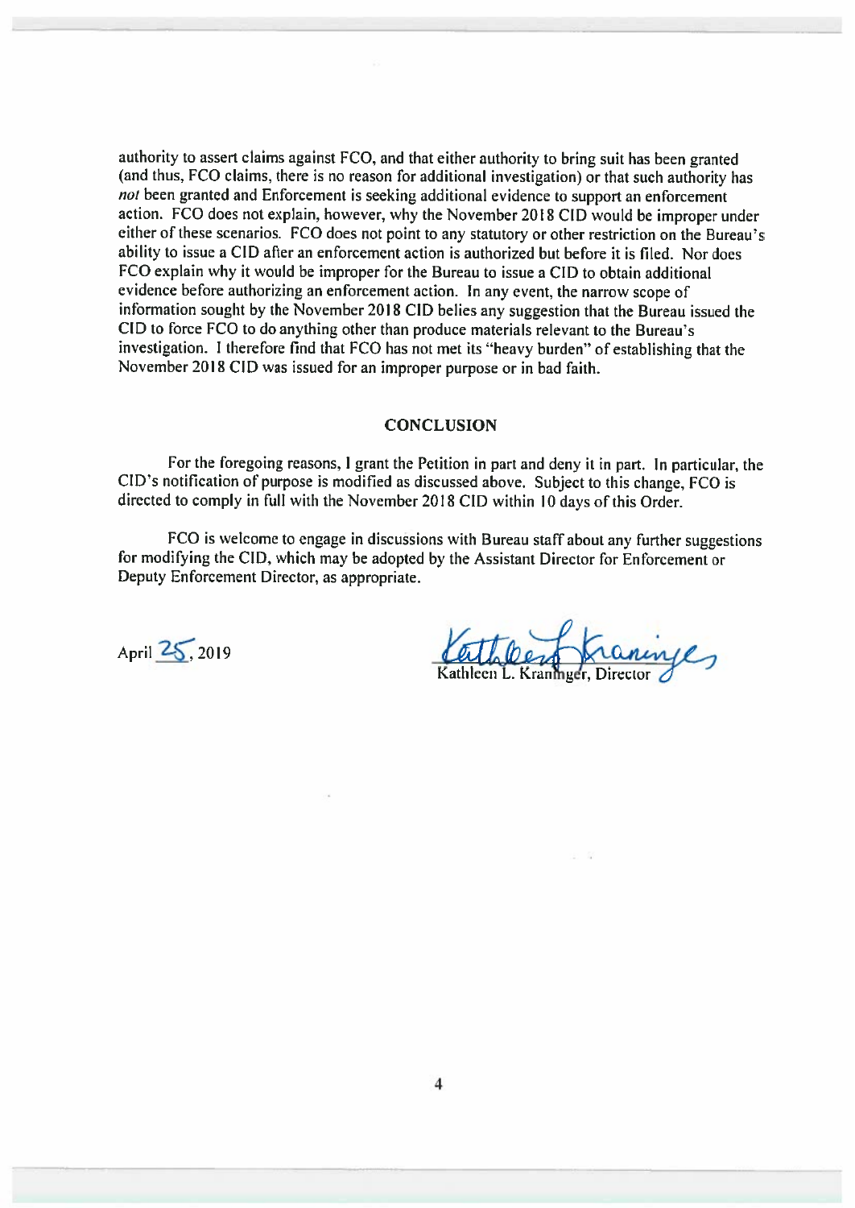authority to assert claims against FCO, and that either authority to bring suit has been granted (and thus, FCO claims, there is no reason for additional investigation) or that such authority has *not* been granted and Enforcement is seeking additional evidence to support an enforcement action. FCO does not explain, however, why the November 2018 CID would be improper under either of these scenarios. FCO does not point to any statutory or other restriction on the Bureau's ability to issue a CID after an enforcement action is authorized but before it is filed. Nor does FCO explain why it would be improper for the Bureau to issue a CID to obtain additional evidence before authorizing an enforcement action. In any event, the narrow scope of information sought by the November 2018 CID belies any suggestion that the Bureau issued the CID to force FCO to do anything other than produce materials relevant to the Bureau's investigation. I therefore find that FCO has not met its "heavy burden" of establishing that the November 2018 CID was issued for an improper purpose or in bad faith.

## CONCLUSION

For the foregoing reasons, I grant the Petition in part and deny it in part. In particular, the CID's notification of purpose is modified as discussed above. Subject to this change, FCO is directed to comply in full with the November 2018 CID within 10 days of this Order.

FCO is welcome to engage in discussions with Bureau staff about any further suggestions for modifying the CID, which may be adopted by the Assistant Director for Enforcement or Deputy Enforcement Director, as appropriate.

April 25, 2019

Kathleen L. Kraninger, Director